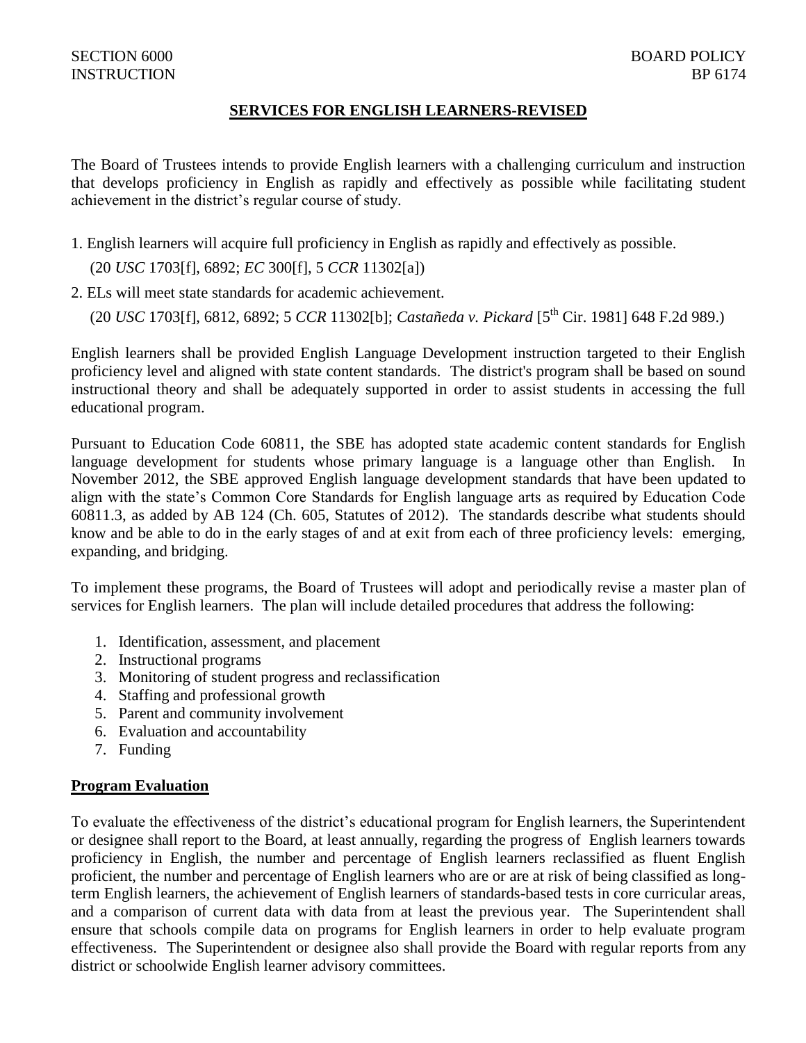SECTION 6000 BOARD POLICY
INSTRUCTION BP 6174

# SERVICES FOR ENGLISH LEARNERS-REVISED

The Board of Trustees intends to provide English learners with a challenging curriculum and instruction that develops proficiency in English as rapidly and effectively as possible while facilitating student achievement in the district's regular course of study.

1. English learners will acquire full proficiency in English as rapidly and effectively as possible.
   (20 *USC* 1703[f], 6892; *EC* 300[f], 5 *CCR* 11302[a])
2. ELs will meet state standards for academic achievement.
   (20 *USC* 1703[f], 6812, 6892; 5 *CCR* 11302[b]; *Castañeda v. Pickard* [5th Cir. 1981] 648 F.2d 989.)

English learners shall be provided English Language Development instruction targeted to their English proficiency level and aligned with state content standards. The district's program shall be based on sound instructional theory and shall be adequately supported in order to assist students in accessing the full educational program.

Pursuant to Education Code 60811, the SBE has adopted state academic content standards for English language development for students whose primary language is a language other than English. In November 2012, the SBE approved English language development standards that have been updated to align with the state's Common Core Standards for English language arts as required by Education Code 60811.3, as added by AB 124 (Ch. 605, Statutes of 2012). The standards describe what students should know and be able to do in the early stages of and at exit from each of three proficiency levels: emerging, expanding, and bridging.

To implement these programs, the Board of Trustees will adopt and periodically revise a master plan of services for English learners. The plan will include detailed procedures that address the following:

1. Identification, assessment, and placement
2. Instructional programs
3. Monitoring of student progress and reclassification
4. Staffing and professional growth
5. Parent and community involvement
6. Evaluation and accountability
7. Funding

## Program Evaluation

To evaluate the effectiveness of the district's educational program for English learners, the Superintendent or designee shall report to the Board, at least annually, regarding the progress of English learners towards proficiency in English, the number and percentage of English learners reclassified as fluent English proficient, the number and percentage of English learners who are or are at risk of being classified as long-term English learners, the achievement of English learners of standards-based tests in core curricular areas, and a comparison of current data with data from at least the previous year. The Superintendent shall ensure that schools compile data on programs for English learners in order to help evaluate program effectiveness. The Superintendent or designee also shall provide the Board with regular reports from any district or schoolwide English learner advisory committees.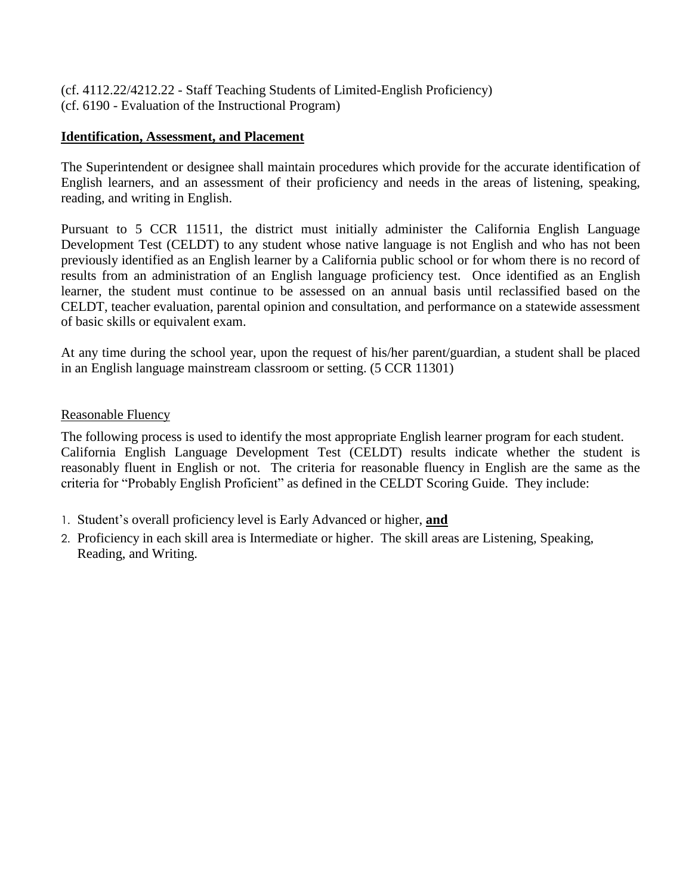(cf. 4112.22/4212.22 - Staff Teaching Students of Limited-English Proficiency)
(cf. 6190 - Evaluation of the Instructional Program)

**Identification, Assessment, and Placement**

The Superintendent or designee shall maintain procedures which provide for the accurate identification of English learners, and an assessment of their proficiency and needs in the areas of listening, speaking, reading, and writing in English.

Pursuant to 5 CCR 11511, the district must initially administer the California English Language Development Test (CELDT) to any student whose native language is not English and who has not been previously identified as an English learner by a California public school or for whom there is no record of results from an administration of an English language proficiency test. Once identified as an English learner, the student must continue to be assessed on an annual basis until reclassified based on the CELDT, teacher evaluation, parental opinion and consultation, and performance on a statewide assessment of basic skills or equivalent exam.

At any time during the school year, upon the request of his/her parent/guardian, a student shall be placed in an English language mainstream classroom or setting. (5 CCR 11301)

Reasonable Fluency

The following process is used to identify the most appropriate English learner program for each student. California English Language Development Test (CELDT) results indicate whether the student is reasonably fluent in English or not. The criteria for reasonable fluency in English are the same as the criteria for "Probably English Proficient" as defined in the CELDT Scoring Guide. They include:

1. Student's overall proficiency level is Early Advanced or higher, **and**
2. Proficiency in each skill area is Intermediate or higher. The skill areas are Listening, Speaking, Reading, and Writing.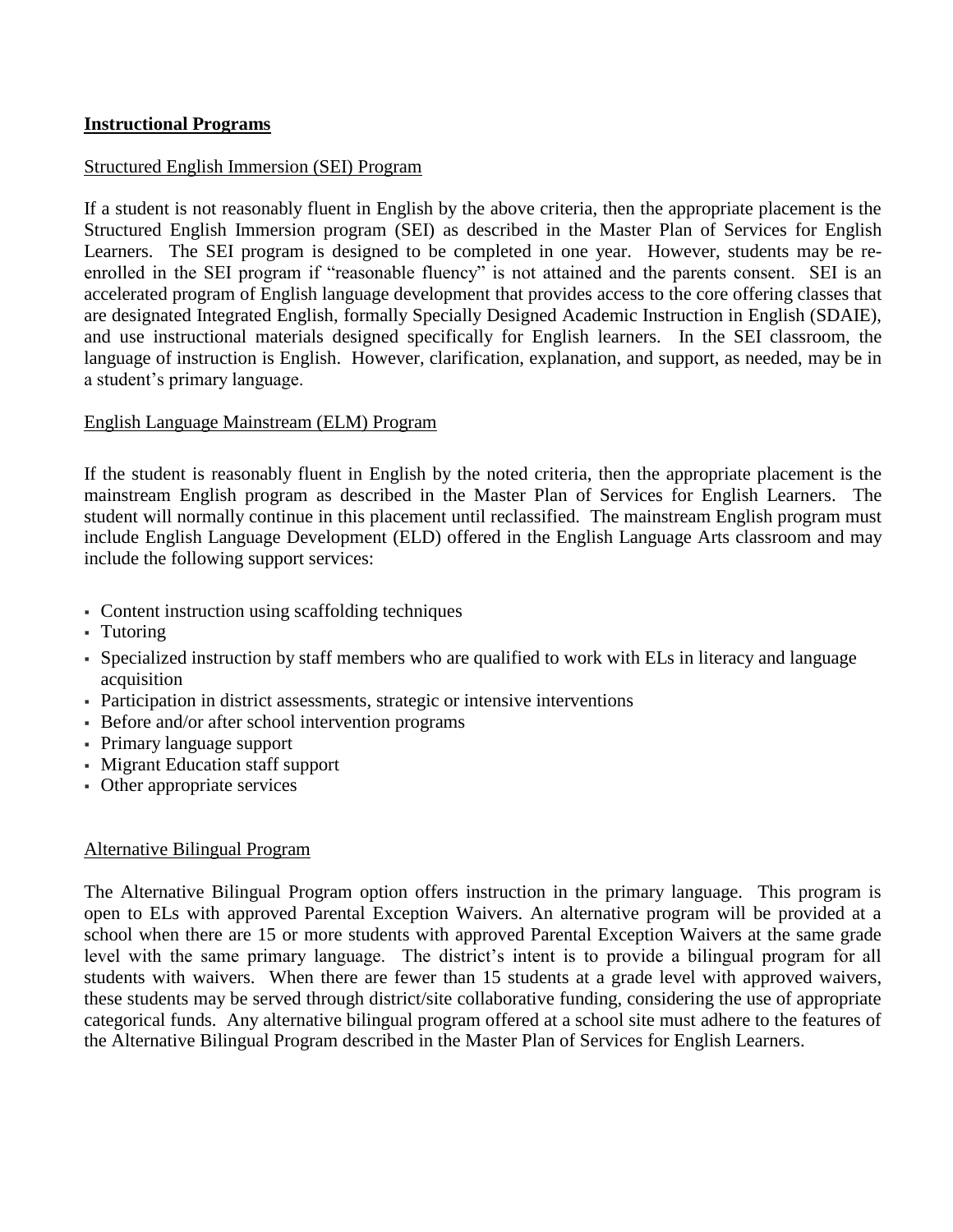## Instructional Programs

Structured English Immersion (SEI) Program

If a student is not reasonably fluent in English by the above criteria, then the appropriate placement is the Structured English Immersion program (SEI) as described in the Master Plan of Services for English Learners. The SEI program is designed to be completed in one year. However, students may be re-enrolled in the SEI program if "reasonable fluency" is not attained and the parents consent. SEI is an accelerated program of English language development that provides access to the core offering classes that are designated Integrated English, formally Specially Designed Academic Instruction in English (SDAIE), and use instructional materials designed specifically for English learners. In the SEI classroom, the language of instruction is English. However, clarification, explanation, and support, as needed, may be in a student's primary language.

English Language Mainstream (ELM) Program

If the student is reasonably fluent in English by the noted criteria, then the appropriate placement is the mainstream English program as described in the Master Plan of Services for English Learners. The student will normally continue in this placement until reclassified. The mainstream English program must include English Language Development (ELD) offered in the English Language Arts classroom and may include the following support services:

- Content instruction using scaffolding techniques
- Tutoring
- Specialized instruction by staff members who are qualified to work with ELs in literacy and language acquisition
- Participation in district assessments, strategic or intensive interventions
- Before and/or after school intervention programs
- Primary language support
- Migrant Education staff support
- Other appropriate services

Alternative Bilingual Program

The Alternative Bilingual Program option offers instruction in the primary language. This program is open to ELs with approved Parental Exception Waivers. An alternative program will be provided at a school when there are 15 or more students with approved Parental Exception Waivers at the same grade level with the same primary language. The district's intent is to provide a bilingual program for all students with waivers. When there are fewer than 15 students at a grade level with approved waivers, these students may be served through district/site collaborative funding, considering the use of appropriate categorical funds. Any alternative bilingual program offered at a school site must adhere to the features of the Alternative Bilingual Program described in the Master Plan of Services for English Learners.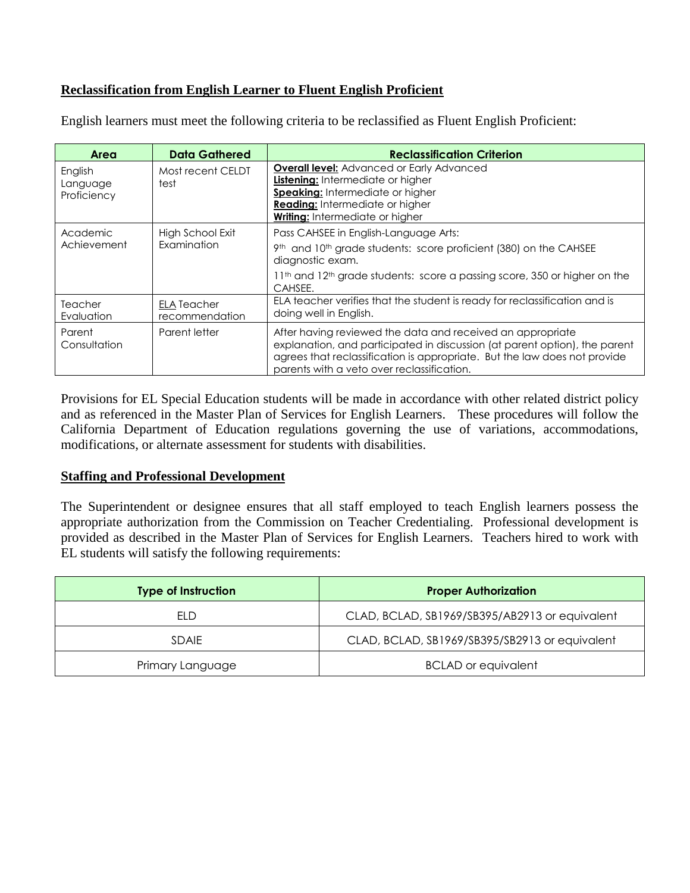## Reclassification from English Learner to Fluent English Proficient

English learners must meet the following criteria to be reclassified as Fluent English Proficient:

| Area | Data Gathered | Reclassification Criterion |
|---|---|---|
| English Language Proficiency | Most recent CELDT test | **Overall level:** Advanced or Early Advanced<br>**Listening:** Intermediate or higher<br>**Speaking:** Intermediate or higher<br>**Reading:** Intermediate or higher<br>**Writing:** Intermediate or higher |
| Academic Achievement | High School Exit Examination | Pass CAHSEE in English-Language Arts:<br>9th and 10th grade students: score proficient (380) on the CAHSEE diagnostic exam.<br>11th and 12th grade students: score a passing score, 350 or higher on the CAHSEE. |
| Teacher Evaluation | ELA Teacher recommendation | ELA teacher verifies that the student is ready for reclassification and is doing well in English. |
| Parent Consultation | Parent letter | After having reviewed the data and received an appropriate explanation, and participated in discussion (at parent option), the parent agrees that reclassification is appropriate. But the law does not provide parents with a veto over reclassification. |

Provisions for EL Special Education students will be made in accordance with other related district policy and as referenced in the Master Plan of Services for English Learners. These procedures will follow the California Department of Education regulations governing the use of variations, accommodations, modifications, or alternate assessment for students with disabilities.

## Staffing and Professional Development

The Superintendent or designee ensures that all staff employed to teach English learners possess the appropriate authorization from the Commission on Teacher Credentialing. Professional development is provided as described in the Master Plan of Services for English Learners. Teachers hired to work with EL students will satisfy the following requirements:

| Type of Instruction | Proper Authorization |
|---|---|
| ELD | CLAD, BCLAD, SB1969/SB395/AB2913 or equivalent |
| SDAIE | CLAD, BCLAD, SB1969/SB395/SB2913 or equivalent |
| Primary Language | BCLAD or equivalent |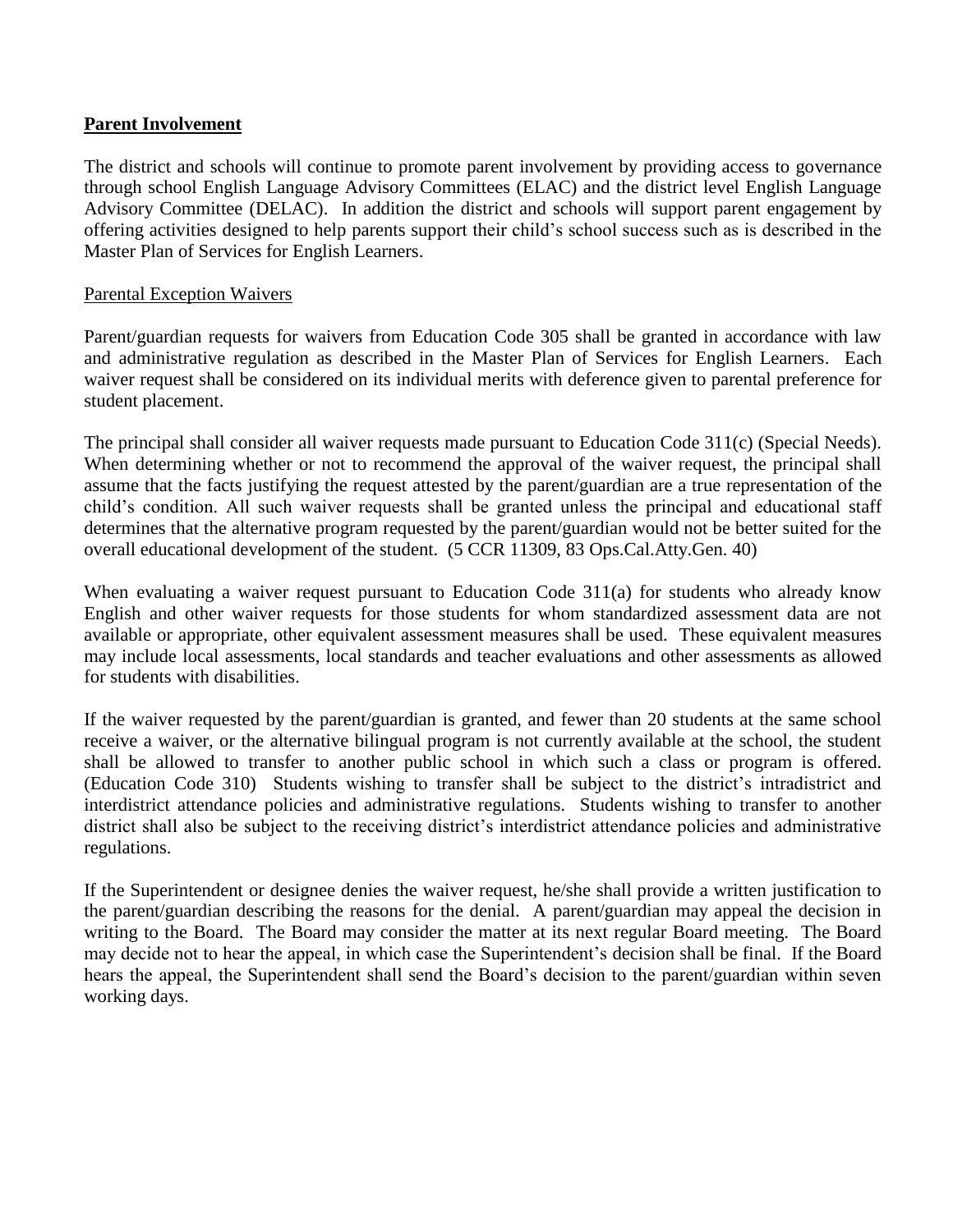**Parent Involvement**

The district and schools will continue to promote parent involvement by providing access to governance through school English Language Advisory Committees (ELAC) and the district level English Language Advisory Committee (DELAC). In addition the district and schools will support parent engagement by offering activities designed to help parents support their child's school success such as is described in the Master Plan of Services for English Learners.

Parental Exception Waivers

Parent/guardian requests for waivers from Education Code 305 shall be granted in accordance with law and administrative regulation as described in the Master Plan of Services for English Learners. Each waiver request shall be considered on its individual merits with deference given to parental preference for student placement.

The principal shall consider all waiver requests made pursuant to Education Code 311(c) (Special Needs). When determining whether or not to recommend the approval of the waiver request, the principal shall assume that the facts justifying the request attested by the parent/guardian are a true representation of the child's condition. All such waiver requests shall be granted unless the principal and educational staff determines that the alternative program requested by the parent/guardian would not be better suited for the overall educational development of the student. (5 CCR 11309, 83 Ops.Cal.Atty.Gen. 40)

When evaluating a waiver request pursuant to Education Code 311(a) for students who already know English and other waiver requests for those students for whom standardized assessment data are not available or appropriate, other equivalent assessment measures shall be used. These equivalent measures may include local assessments, local standards and teacher evaluations and other assessments as allowed for students with disabilities.

If the waiver requested by the parent/guardian is granted, and fewer than 20 students at the same school receive a waiver, or the alternative bilingual program is not currently available at the school, the student shall be allowed to transfer to another public school in which such a class or program is offered. (Education Code 310) Students wishing to transfer shall be subject to the district's intradistrict and interdistrict attendance policies and administrative regulations. Students wishing to transfer to another district shall also be subject to the receiving district's interdistrict attendance policies and administrative regulations.

If the Superintendent or designee denies the waiver request, he/she shall provide a written justification to the parent/guardian describing the reasons for the denial. A parent/guardian may appeal the decision in writing to the Board. The Board may consider the matter at its next regular Board meeting. The Board may decide not to hear the appeal, in which case the Superintendent's decision shall be final. If the Board hears the appeal, the Superintendent shall send the Board's decision to the parent/guardian within seven working days.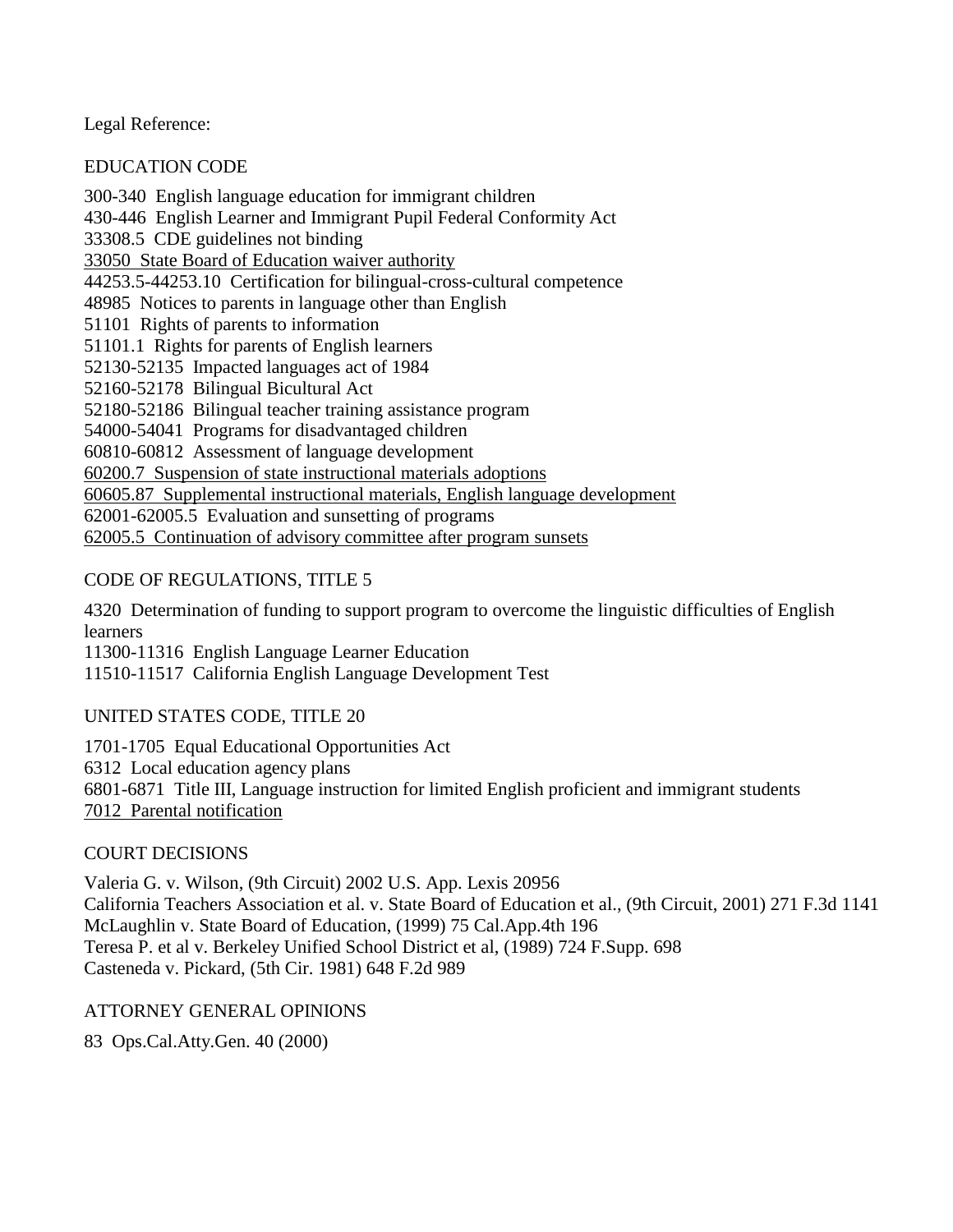Legal Reference:

EDUCATION CODE

300-340 English language education for immigrant children
430-446 English Learner and Immigrant Pupil Federal Conformity Act
33308.5 CDE guidelines not binding
<u>33050 State Board of Education waiver authority</u>
44253.5-44253.10 Certification for bilingual-cross-cultural competence
48985 Notices to parents in language other than English
51101 Rights of parents to information
51101.1 Rights for parents of English learners
52130-52135 Impacted languages act of 1984
52160-52178 Bilingual Bicultural Act
52180-52186 Bilingual teacher training assistance program
54000-54041 Programs for disadvantaged children
60810-60812 Assessment of language development
<u>60200.7 Suspension of state instructional materials adoptions</u>
<u>60605.87 Supplemental instructional materials, English language development</u>
62001-62005.5 Evaluation and sunsetting of programs
<u>62005.5 Continuation of advisory committee after program sunsets</u>

CODE OF REGULATIONS, TITLE 5

4320 Determination of funding to support program to overcome the linguistic difficulties of English learners
11300-11316 English Language Learner Education
11510-11517 California English Language Development Test

UNITED STATES CODE, TITLE 20

1701-1705 Equal Educational Opportunities Act
6312 Local education agency plans
6801-6871 Title III, Language instruction for limited English proficient and immigrant students
<u>7012 Parental notification</u>

COURT DECISIONS

Valeria G. v. Wilson, (9th Circuit) 2002 U.S. App. Lexis 20956
California Teachers Association et al. v. State Board of Education et al., (9th Circuit, 2001) 271 F.3d 1141
McLaughlin v. State Board of Education, (1999) 75 Cal.App.4th 196
Teresa P. et al v. Berkeley Unified School District et al, (1989) 724 F.Supp. 698
Casteneda v. Pickard, (5th Cir. 1981) 648 F.2d 989

ATTORNEY GENERAL OPINIONS

83 Ops.Cal.Atty.Gen. 40 (2000)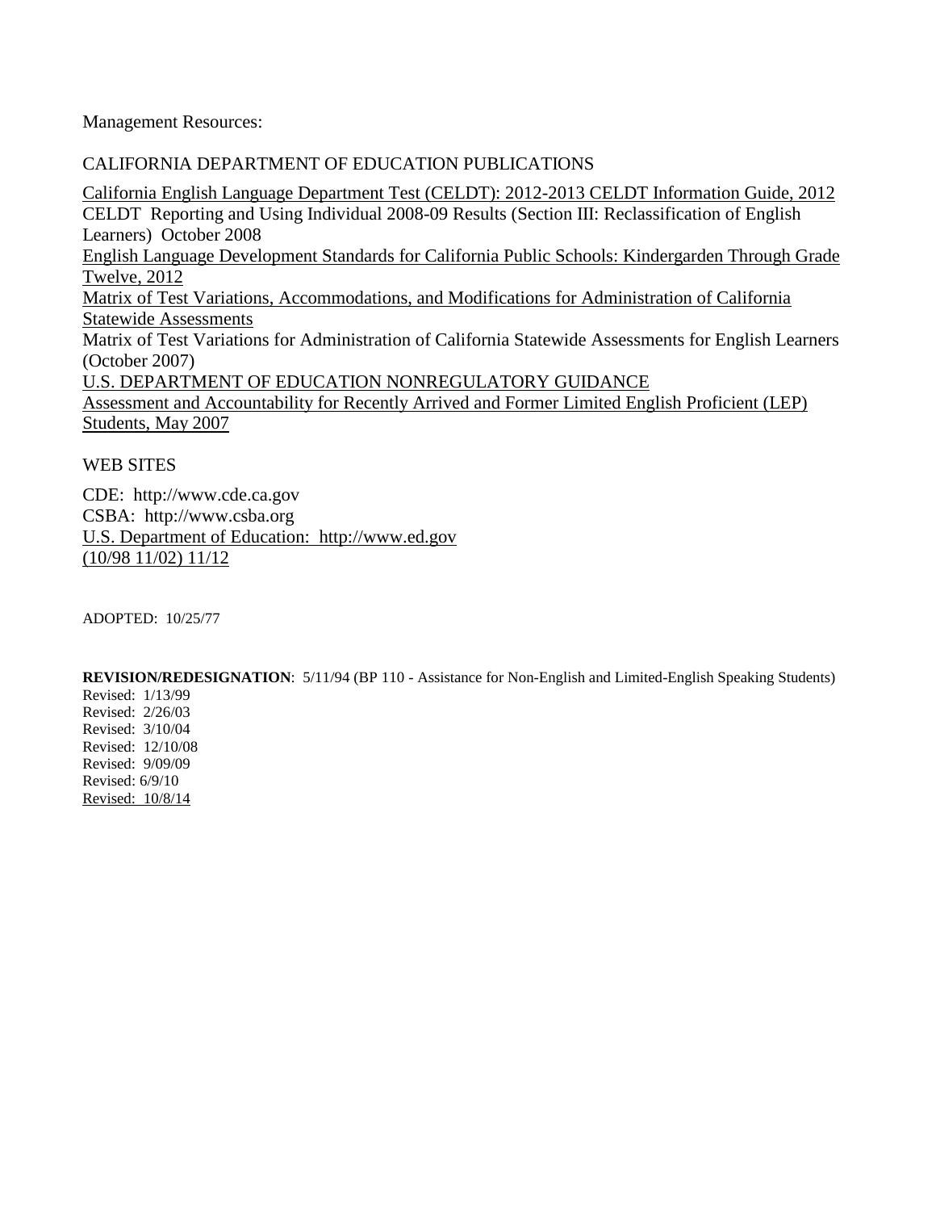Management Resources:

CALIFORNIA DEPARTMENT OF EDUCATION PUBLICATIONS

California English Language Department Test (CELDT): 2012-2013 CELDT Information Guide, 2012
CELDT Reporting and Using Individual 2008-09 Results (Section III: Reclassification of English Learners) October 2008
English Language Development Standards for California Public Schools: Kindergarden Through Grade Twelve, 2012
Matrix of Test Variations, Accommodations, and Modifications for Administration of California Statewide Assessments
Matrix of Test Variations for Administration of California Statewide Assessments for English Learners (October 2007)
U.S. DEPARTMENT OF EDUCATION NONREGULATORY GUIDANCE
Assessment and Accountability for Recently Arrived and Former Limited English Proficient (LEP) Students, May 2007

WEB SITES

CDE: http://www.cde.ca.gov
CSBA: http://www.csba.org
U.S. Department of Education: http://www.ed.gov
(10/98 11/02) 11/12

ADOPTED: 10/25/77

**REVISION/REDESIGNATION**: 5/11/94 (BP 110 - Assistance for Non-English and Limited-English Speaking Students)
Revised: 1/13/99
Revised: 2/26/03
Revised: 3/10/04
Revised: 12/10/08
Revised: 9/09/09
Revised: 6/9/10
Revised: 10/8/14